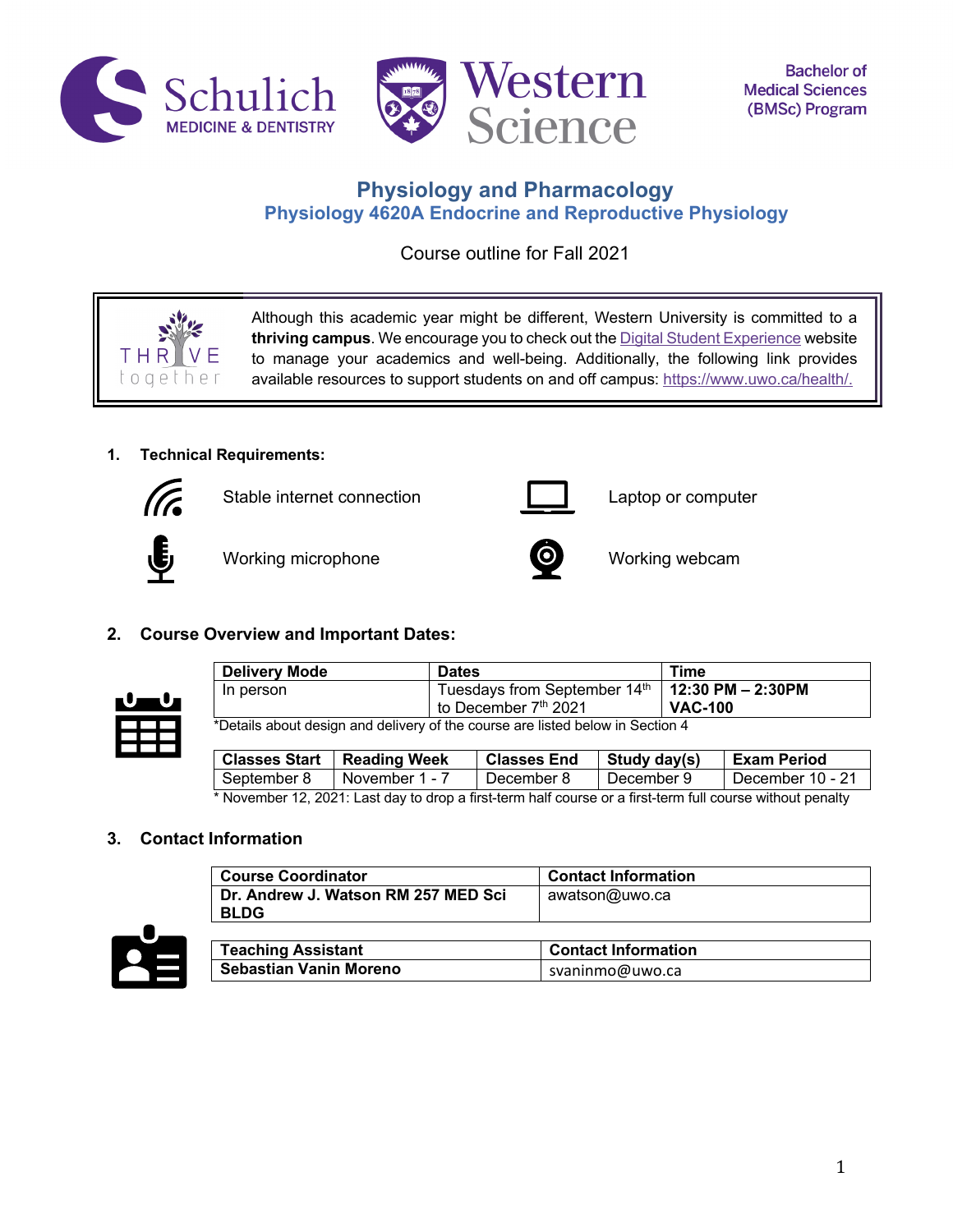Bachelor of Medical Sciences (BMSc) Program

# Physiology and Pharmacology

## Physiology 4620A Endocrine and Reproductive Physiology

Course outline for Fall 2021

THRIVE together

Although this academic year might be different, Western University is committed to a **thriving campus**. We encourage you to check out the Digital Student Experience website to manage your academics and well-being. Additionally, the following link provides available resources to support students on and off campus: https://www.uwo.ca/health/.

## 1. Technical Requirements:

- Stable internet connection
- Laptop or computer
- Working microphone
- Working webcam

## 2. Course Overview and Important Dates:

| Delivery Mode | Dates | Time |
|---|---|---|
| In person | Tuesdays from September 14th to December 7th 2021 | **12:30 PM – 2:30PM VAC-100** |

*Details about design and delivery of the course are listed below in Section 4

| Classes Start | Reading Week | Classes End | Study day(s) | Exam Period |
|---|---|---|---|---|
| September 8 | November 1 - 7 | December 8 | December 9 | December 10 - 21 |

* November 12, 2021: Last day to drop a first-term half course or a first-term full course without penalty

## 3. Contact Information

| Course Coordinator | Contact Information |
|---|---|
| **Dr. Andrew J. Watson RM 257 MED Sci BLDG** | awatson@uwo.ca |

| Teaching Assistant | Contact Information |
|---|---|
| **Sebastian Vanin Moreno** | svaninmo@uwo.ca |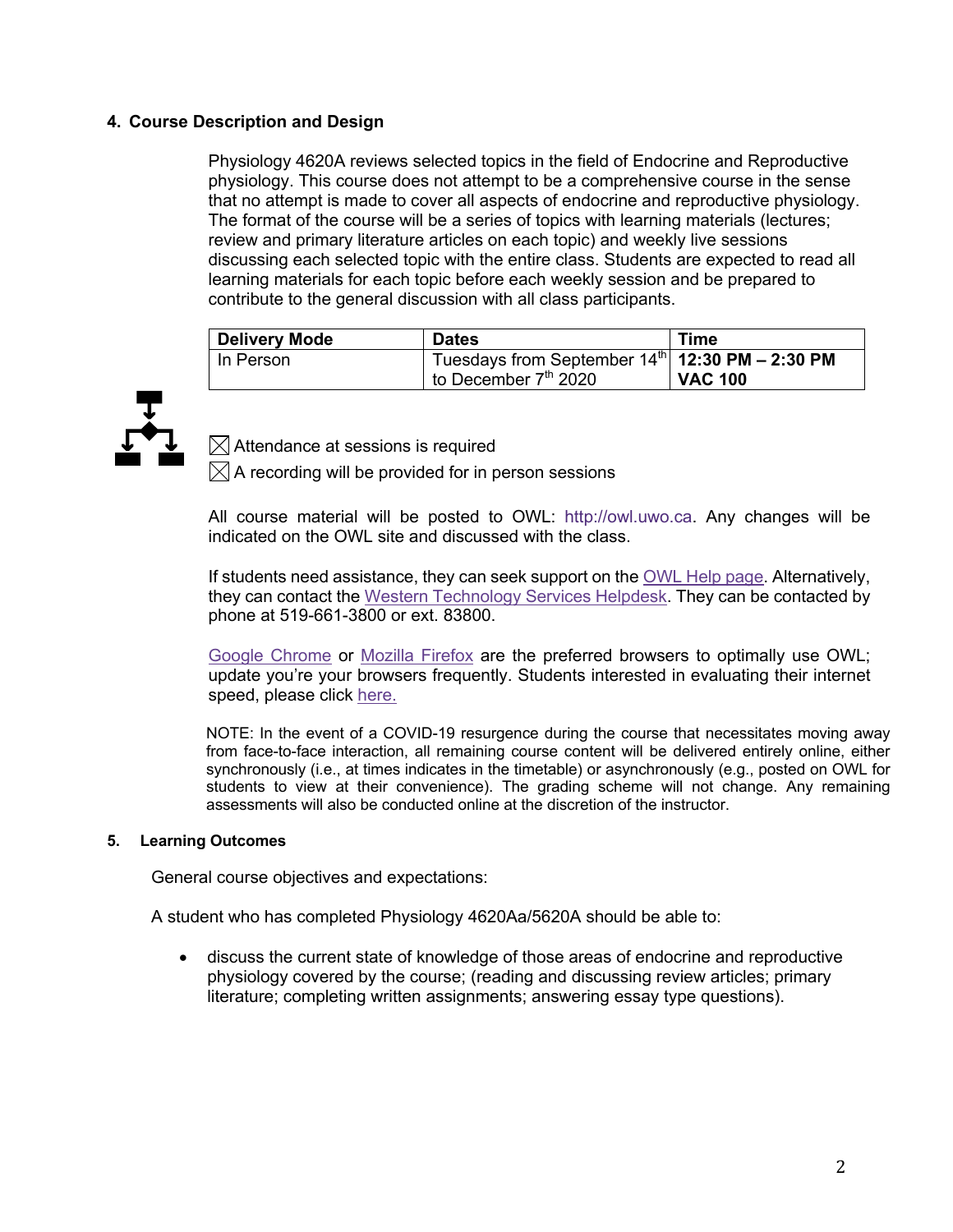## 4. Course Description and Design

Physiology 4620A reviews selected topics in the field of Endocrine and Reproductive physiology. This course does not attempt to be a comprehensive course in the sense that no attempt is made to cover all aspects of endocrine and reproductive physiology. The format of the course will be a series of topics with learning materials (lectures; review and primary literature articles on each topic) and weekly live sessions discussing each selected topic with the entire class. Students are expected to read all learning materials for each topic before each weekly session and be prepared to contribute to the general discussion with all class participants.

| Delivery Mode | Dates | Time |
|---|---|---|
| In Person | Tuesdays from September 14th to December 7th 2020 | **12:30 PM – 2:30 PM** **VAC 100** |

☒ Attendance at sessions is required

☒ A recording will be provided for in person sessions

All course material will be posted to OWL: http://owl.uwo.ca. Any changes will be indicated on the OWL site and discussed with the class.

If students need assistance, they can seek support on the OWL Help page. Alternatively, they can contact the Western Technology Services Helpdesk. They can be contacted by phone at 519-661-3800 or ext. 83800.

Google Chrome or Mozilla Firefox are the preferred browsers to optimally use OWL; update you're your browsers frequently. Students interested in evaluating their internet speed, please click here.

NOTE: In the event of a COVID-19 resurgence during the course that necessitates moving away from face-to-face interaction, all remaining course content will be delivered entirely online, either synchronously (i.e., at times indicates in the timetable) or asynchronously (e.g., posted on OWL for students to view at their convenience). The grading scheme will not change. Any remaining assessments will also be conducted online at the discretion of the instructor.

## 5. Learning Outcomes

General course objectives and expectations:

A student who has completed Physiology 4620Aa/5620A should be able to:

- discuss the current state of knowledge of those areas of endocrine and reproductive physiology covered by the course; (reading and discussing review articles; primary literature; completing written assignments; answering essay type questions).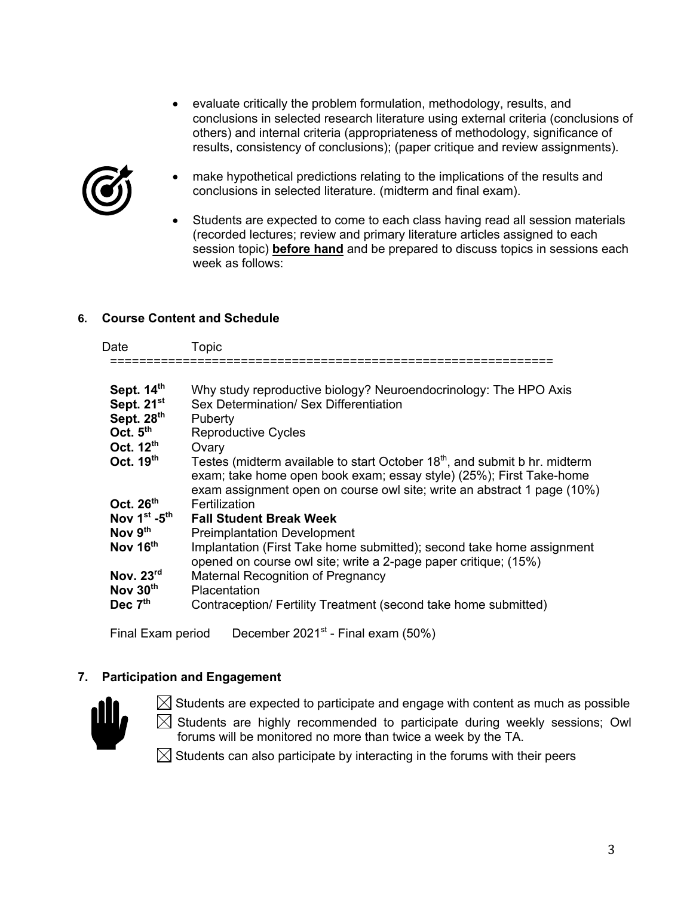- evaluate critically the problem formulation, methodology, results, and conclusions in selected research literature using external criteria (conclusions of others) and internal criteria (appropriateness of methodology, significance of results, consistency of conclusions); (paper critique and review assignments).
- make hypothetical predictions relating to the implications of the results and conclusions in selected literature. (midterm and final exam).
- Students are expected to come to each class having read all session materials (recorded lectures; review and primary literature articles assigned to each session topic) **before hand** and be prepared to discuss topics in sessions each week as follows:

## 6. Course Content and Schedule

| Date | Topic |
|---|---|
| **Sept. 14th** | Why study reproductive biology? Neuroendocrinology: The HPO Axis |
| **Sept. 21st** | Sex Determination/ Sex Differentiation |
| **Sept. 28th** | Puberty |
| **Oct. 5th** | Reproductive Cycles |
| **Oct. 12th** | Ovary |
| **Oct. 19th** | Testes (midterm available to start October 18th, and submit b hr. midterm exam; take home open book exam; essay style) (25%); First Take-home exam assignment open on course owl site; write an abstract 1 page (10%) |
| **Oct. 26th** | Fertilization |
| **Nov 1st -5th** | **Fall Student Break Week** |
| **Nov 9th** | Preimplantation Development |
| **Nov 16th** | Implantation (First Take home submitted); second take home assignment opened on course owl site; write a 2-page paper critique; (15%) |
| **Nov. 23rd** | Maternal Recognition of Pregnancy |
| **Nov 30th** | Placentation |
| **Dec 7th** | Contraception/ Fertility Treatment (second take home submitted) |

Final Exam period December 2021st - Final exam (50%)

## 7. Participation and Engagement

- ☒ Students are expected to participate and engage with content as much as possible
- ☒ Students are highly recommended to participate during weekly sessions; Owl forums will be monitored no more than twice a week by the TA.
- ☒ Students can also participate by interacting in the forums with their peers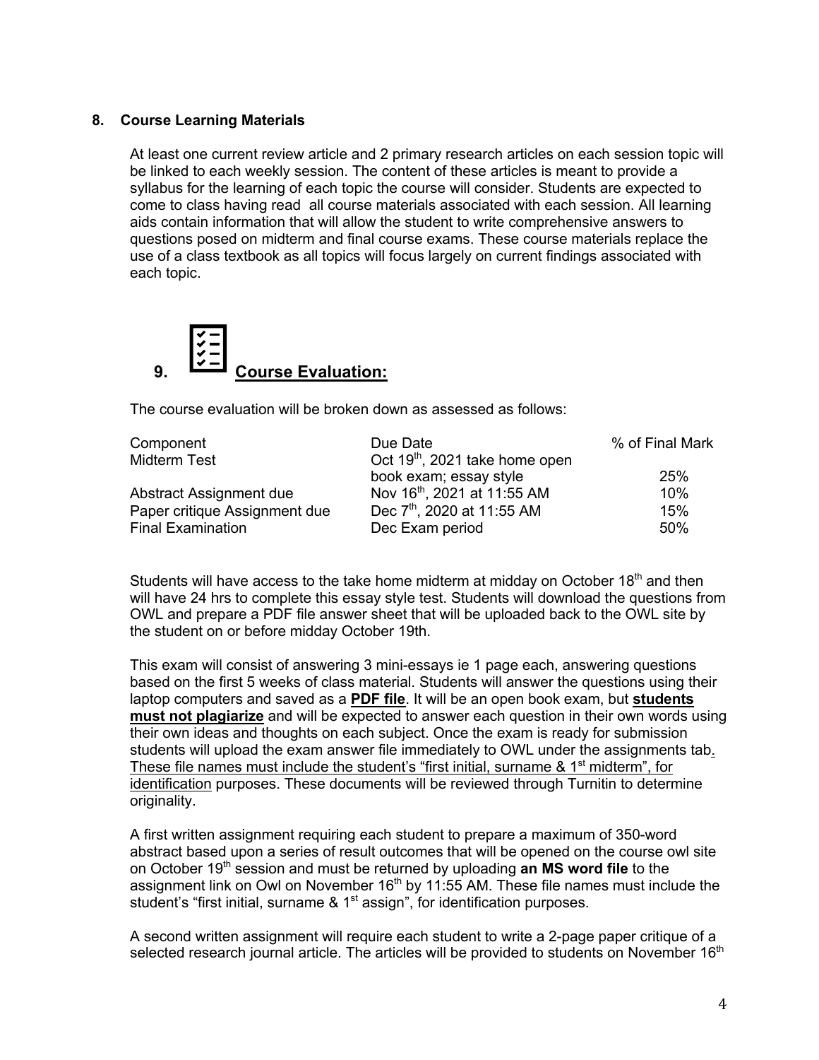## 8. Course Learning Materials

At least one current review article and 2 primary research articles on each session topic will be linked to each weekly session. The content of these articles is meant to provide a syllabus for the learning of each topic the course will consider. Students are expected to come to class having read all course materials associated with each session. All learning aids contain information that will allow the student to write comprehensive answers to questions posed on midterm and final course exams. These course materials replace the use of a class textbook as all topics will focus largely on current findings associated with each topic.

## 9. Course Evaluation:

The course evaluation will be broken down as assessed as follows:

| Component | Due Date | % of Final Mark |
|---|---|---|
| Midterm Test | Oct 19th, 2021 take home open book exam; essay style | 25% |
| Abstract Assignment due | Nov 16th, 2021 at 11:55 AM | 10% |
| Paper critique Assignment due | Dec 7th, 2020 at 11:55 AM | 15% |
| Final Examination | Dec Exam period | 50% |

Students will have access to the take home midterm at midday on October 18th and then will have 24 hrs to complete this essay style test. Students will download the questions from OWL and prepare a PDF file answer sheet that will be uploaded back to the OWL site by the student on or before midday October 19th.

This exam will consist of answering 3 mini-essays ie 1 page each, answering questions based on the first 5 weeks of class material. Students will answer the questions using their laptop computers and saved as a **PDF file**. It will be an open book exam, but **students must not plagiarize** and will be expected to answer each question in their own words using their own ideas and thoughts on each subject. Once the exam is ready for submission students will upload the exam answer file immediately to OWL under the assignments tab. These file names must include the student's "first initial, surname & 1st midterm", for identification purposes. These documents will be reviewed through Turnitin to determine originality.

A first written assignment requiring each student to prepare a maximum of 350-word abstract based upon a series of result outcomes that will be opened on the course owl site on October 19th session and must be returned by uploading **an MS word file** to the assignment link on Owl on November 16th by 11:55 AM. These file names must include the student's "first initial, surname & 1st assign", for identification purposes.

A second written assignment will require each student to write a 2-page paper critique of a selected research journal article. The articles will be provided to students on November 16th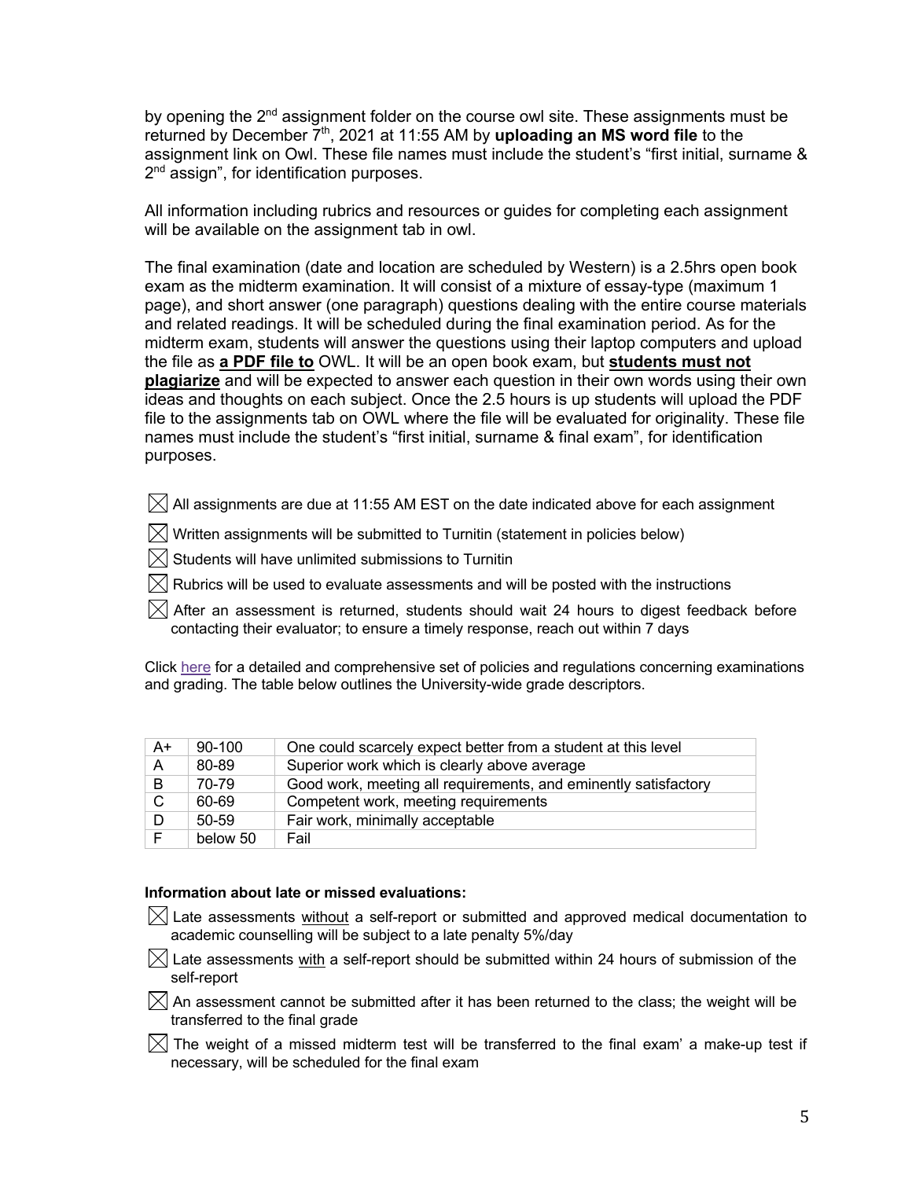by opening the 2nd assignment folder on the course owl site. These assignments must be returned by December 7th, 2021 at 11:55 AM by **uploading an MS word file** to the assignment link on Owl. These file names must include the student's "first initial, surname & 2nd assign", for identification purposes.

All information including rubrics and resources or guides for completing each assignment will be available on the assignment tab in owl.

The final examination (date and location are scheduled by Western) is a 2.5hrs open book exam as the midterm examination. It will consist of a mixture of essay-type (maximum 1 page), and short answer (one paragraph) questions dealing with the entire course materials and related readings. It will be scheduled during the final examination period. As for the midterm exam, students will answer the questions using their laptop computers and upload the file as **a PDF file to** OWL. It will be an open book exam, but **students must not plagiarize** and will be expected to answer each question in their own words using their own ideas and thoughts on each subject. Once the 2.5 hours is up students will upload the PDF file to the assignments tab on OWL where the file will be evaluated for originality. These file names must include the student's "first initial, surname & final exam", for identification purposes.

- ☒ All assignments are due at 11:55 AM EST on the date indicated above for each assignment
- ☒ Written assignments will be submitted to Turnitin (statement in policies below)
- ☒ Students will have unlimited submissions to Turnitin
- ☒ Rubrics will be used to evaluate assessments and will be posted with the instructions
- ☒ After an assessment is returned, students should wait 24 hours to digest feedback before contacting their evaluator; to ensure a timely response, reach out within 7 days

Click here for a detailed and comprehensive set of policies and regulations concerning examinations and grading. The table below outlines the University-wide grade descriptors.

| | | |
|---|---|---|
| A+ | 90-100 | One could scarcely expect better from a student at this level |
| A | 80-89 | Superior work which is clearly above average |
| B | 70-79 | Good work, meeting all requirements, and eminently satisfactory |
| C | 60-69 | Competent work, meeting requirements |
| D | 50-59 | Fair work, minimally acceptable |
| F | below 50 | Fail |

**Information about late or missed evaluations:**

- ☒ Late assessments without a self-report or submitted and approved medical documentation to academic counselling will be subject to a late penalty 5%/day
- ☒ Late assessments with a self-report should be submitted within 24 hours of submission of the self-report
- ☒ An assessment cannot be submitted after it has been returned to the class; the weight will be transferred to the final grade
- ☒ The weight of a missed midterm test will be transferred to the final exam' a make-up test if necessary, will be scheduled for the final exam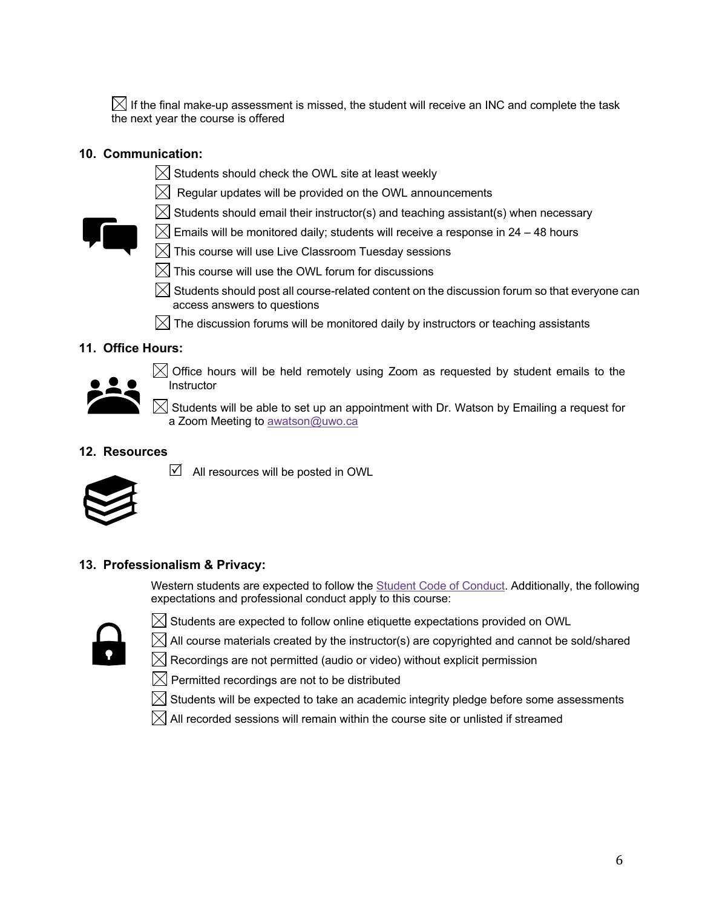☒ If the final make-up assessment is missed, the student will receive an INC and complete the task the next year the course is offered

## 10. Communication:

- ☒ Students should check the OWL site at least weekly
- ☒ Regular updates will be provided on the OWL announcements
- ☒ Students should email their instructor(s) and teaching assistant(s) when necessary
- ☒ Emails will be monitored daily; students will receive a response in 24 – 48 hours
- ☒ This course will use Live Classroom Tuesday sessions
- ☒ This course will use the OWL forum for discussions
- ☒ Students should post all course-related content on the discussion forum so that everyone can access answers to questions
- ☒ The discussion forums will be monitored daily by instructors or teaching assistants

## 11. Office Hours:

- ☒ Office hours will be held remotely using Zoom as requested by student emails to the Instructor
- ☒ Students will be able to set up an appointment with Dr. Watson by Emailing a request for a Zoom Meeting to awatson@uwo.ca

## 12. Resources

- ☑ All resources will be posted in OWL

## 13. Professionalism & Privacy:

Western students are expected to follow the Student Code of Conduct. Additionally, the following expectations and professional conduct apply to this course:

- ☒ Students are expected to follow online etiquette expectations provided on OWL
- ☒ All course materials created by the instructor(s) are copyrighted and cannot be sold/shared
- ☒ Recordings are not permitted (audio or video) without explicit permission
- ☒ Permitted recordings are not to be distributed
- ☒ Students will be expected to take an academic integrity pledge before some assessments
- ☒ All recorded sessions will remain within the course site or unlisted if streamed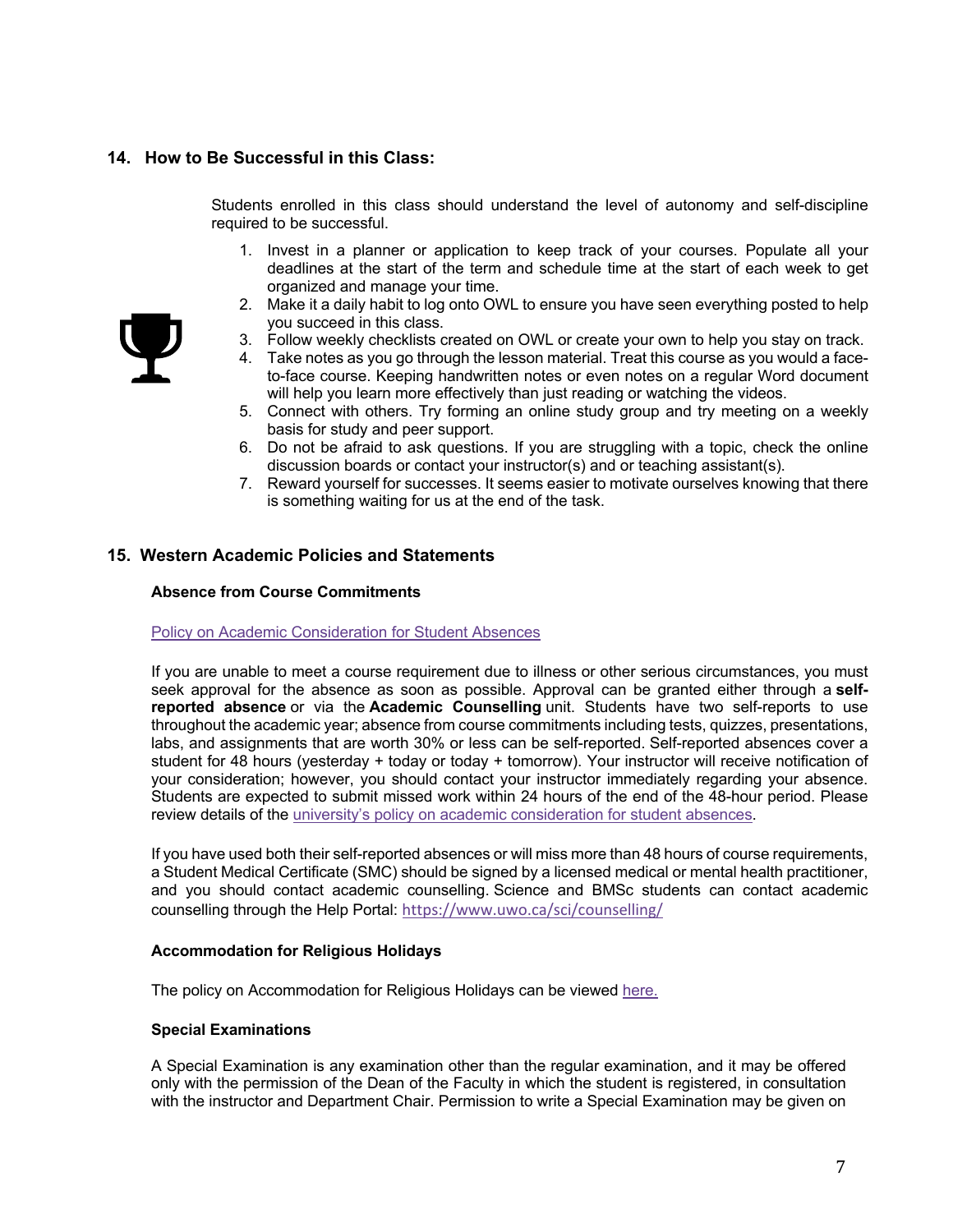## 14. How to Be Successful in this Class:

Students enrolled in this class should understand the level of autonomy and self-discipline required to be successful.

1. Invest in a planner or application to keep track of your courses. Populate all your deadlines at the start of the term and schedule time at the start of each week to get organized and manage your time.
2. Make it a daily habit to log onto OWL to ensure you have seen everything posted to help you succeed in this class.
3. Follow weekly checklists created on OWL or create your own to help you stay on track.
4. Take notes as you go through the lesson material. Treat this course as you would a face-to-face course. Keeping handwritten notes or even notes on a regular Word document will help you learn more effectively than just reading or watching the videos.
5. Connect with others. Try forming an online study group and try meeting on a weekly basis for study and peer support.
6. Do not be afraid to ask questions. If you are struggling with a topic, check the online discussion boards or contact your instructor(s) and or teaching assistant(s).
7. Reward yourself for successes. It seems easier to motivate ourselves knowing that there is something waiting for us at the end of the task.

## 15. Western Academic Policies and Statements

### Absence from Course Commitments

Policy on Academic Consideration for Student Absences

If you are unable to meet a course requirement due to illness or other serious circumstances, you must seek approval for the absence as soon as possible. Approval can be granted either through a **self-reported absence** or via the **Academic Counselling** unit. Students have two self-reports to use throughout the academic year; absence from course commitments including tests, quizzes, presentations, labs, and assignments that are worth 30% or less can be self-reported. Self-reported absences cover a student for 48 hours (yesterday + today or today + tomorrow). Your instructor will receive notification of your consideration; however, you should contact your instructor immediately regarding your absence. Students are expected to submit missed work within 24 hours of the end of the 48-hour period. Please review details of the university's policy on academic consideration for student absences.

If you have used both their self-reported absences or will miss more than 48 hours of course requirements, a Student Medical Certificate (SMC) should be signed by a licensed medical or mental health practitioner, and you should contact academic counselling. Science and BMSc students can contact academic counselling through the Help Portal: https://www.uwo.ca/sci/counselling/

### Accommodation for Religious Holidays

The policy on Accommodation for Religious Holidays can be viewed here.

### Special Examinations

A Special Examination is any examination other than the regular examination, and it may be offered only with the permission of the Dean of the Faculty in which the student is registered, in consultation with the instructor and Department Chair. Permission to write a Special Examination may be given on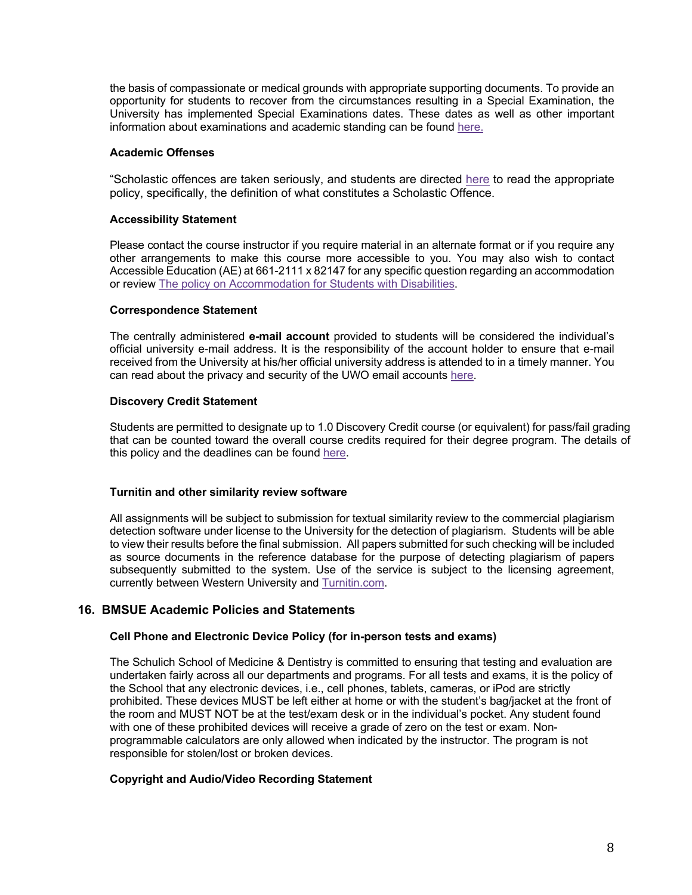the basis of compassionate or medical grounds with appropriate supporting documents. To provide an opportunity for students to recover from the circumstances resulting in a Special Examination, the University has implemented Special Examinations dates. These dates as well as other important information about examinations and academic standing can be found here.

**Academic Offenses**

"Scholastic offences are taken seriously, and students are directed here to read the appropriate policy, specifically, the definition of what constitutes a Scholastic Offence.

**Accessibility Statement**

Please contact the course instructor if you require material in an alternate format or if you require any other arrangements to make this course more accessible to you. You may also wish to contact Accessible Education (AE) at 661-2111 x 82147 for any specific question regarding an accommodation or review The policy on Accommodation for Students with Disabilities.

**Correspondence Statement**

The centrally administered **e-mail account** provided to students will be considered the individual's official university e-mail address. It is the responsibility of the account holder to ensure that e-mail received from the University at his/her official university address is attended to in a timely manner. You can read about the privacy and security of the UWO email accounts here.

**Discovery Credit Statement**

Students are permitted to designate up to 1.0 Discovery Credit course (or equivalent) for pass/fail grading that can be counted toward the overall course credits required for their degree program. The details of this policy and the deadlines can be found here.

**Turnitin and other similarity review software**

All assignments will be subject to submission for textual similarity review to the commercial plagiarism detection software under license to the University for the detection of plagiarism. Students will be able to view their results before the final submission. All papers submitted for such checking will be included as source documents in the reference database for the purpose of detecting plagiarism of papers subsequently submitted to the system. Use of the service is subject to the licensing agreement, currently between Western University and Turnitin.com.

## 16. BMSUE Academic Policies and Statements

**Cell Phone and Electronic Device Policy (for in-person tests and exams)**

The Schulich School of Medicine & Dentistry is committed to ensuring that testing and evaluation are undertaken fairly across all our departments and programs. For all tests and exams, it is the policy of the School that any electronic devices, i.e., cell phones, tablets, cameras, or iPod are strictly prohibited. These devices MUST be left either at home or with the student's bag/jacket at the front of the room and MUST NOT be at the test/exam desk or in the individual's pocket. Any student found with one of these prohibited devices will receive a grade of zero on the test or exam. Non-programmable calculators are only allowed when indicated by the instructor. The program is not responsible for stolen/lost or broken devices.

**Copyright and Audio/Video Recording Statement**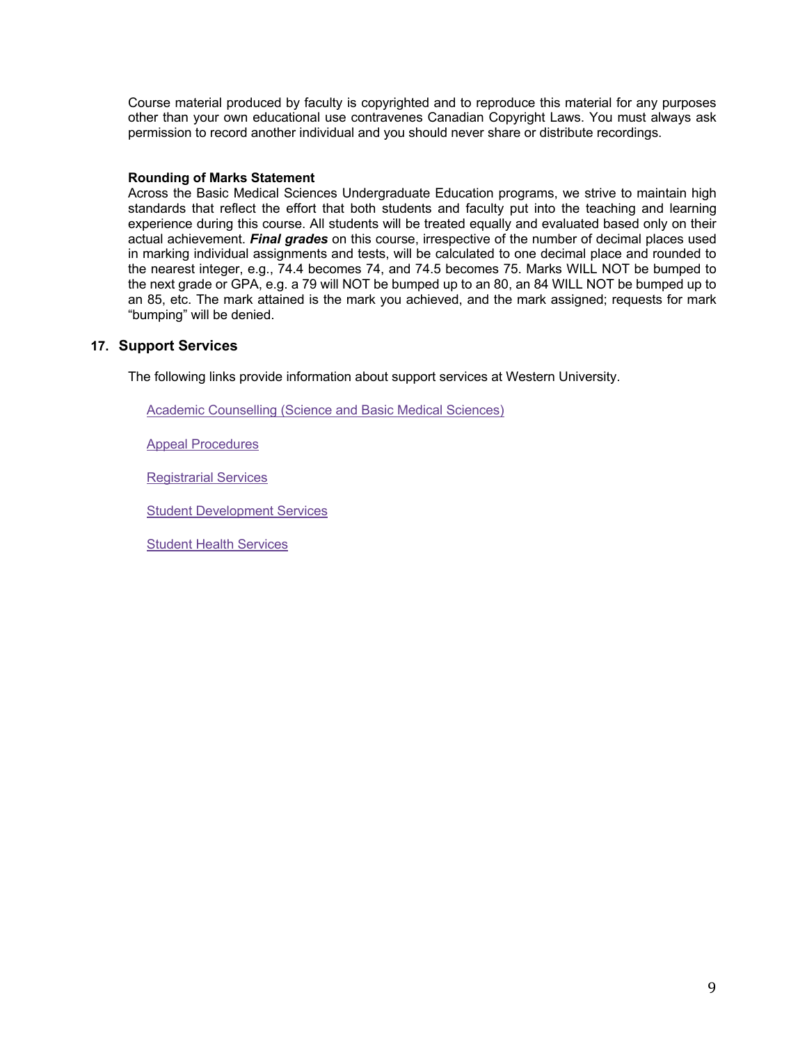Course material produced by faculty is copyrighted and to reproduce this material for any purposes other than your own educational use contravenes Canadian Copyright Laws. You must always ask permission to record another individual and you should never share or distribute recordings.

**Rounding of Marks Statement**

Across the Basic Medical Sciences Undergraduate Education programs, we strive to maintain high standards that reflect the effort that both students and faculty put into the teaching and learning experience during this course. All students will be treated equally and evaluated based only on their actual achievement. ***Final grades*** on this course, irrespective of the number of decimal places used in marking individual assignments and tests, will be calculated to one decimal place and rounded to the nearest integer, e.g., 74.4 becomes 74, and 74.5 becomes 75. Marks WILL NOT be bumped to the next grade or GPA, e.g. a 79 will NOT be bumped up to an 80, an 84 WILL NOT be bumped up to an 85, etc. The mark attained is the mark you achieved, and the mark assigned; requests for mark "bumping" will be denied.

## 17. Support Services

The following links provide information about support services at Western University.

Academic Counselling (Science and Basic Medical Sciences)

Appeal Procedures

Registrarial Services

Student Development Services

Student Health Services